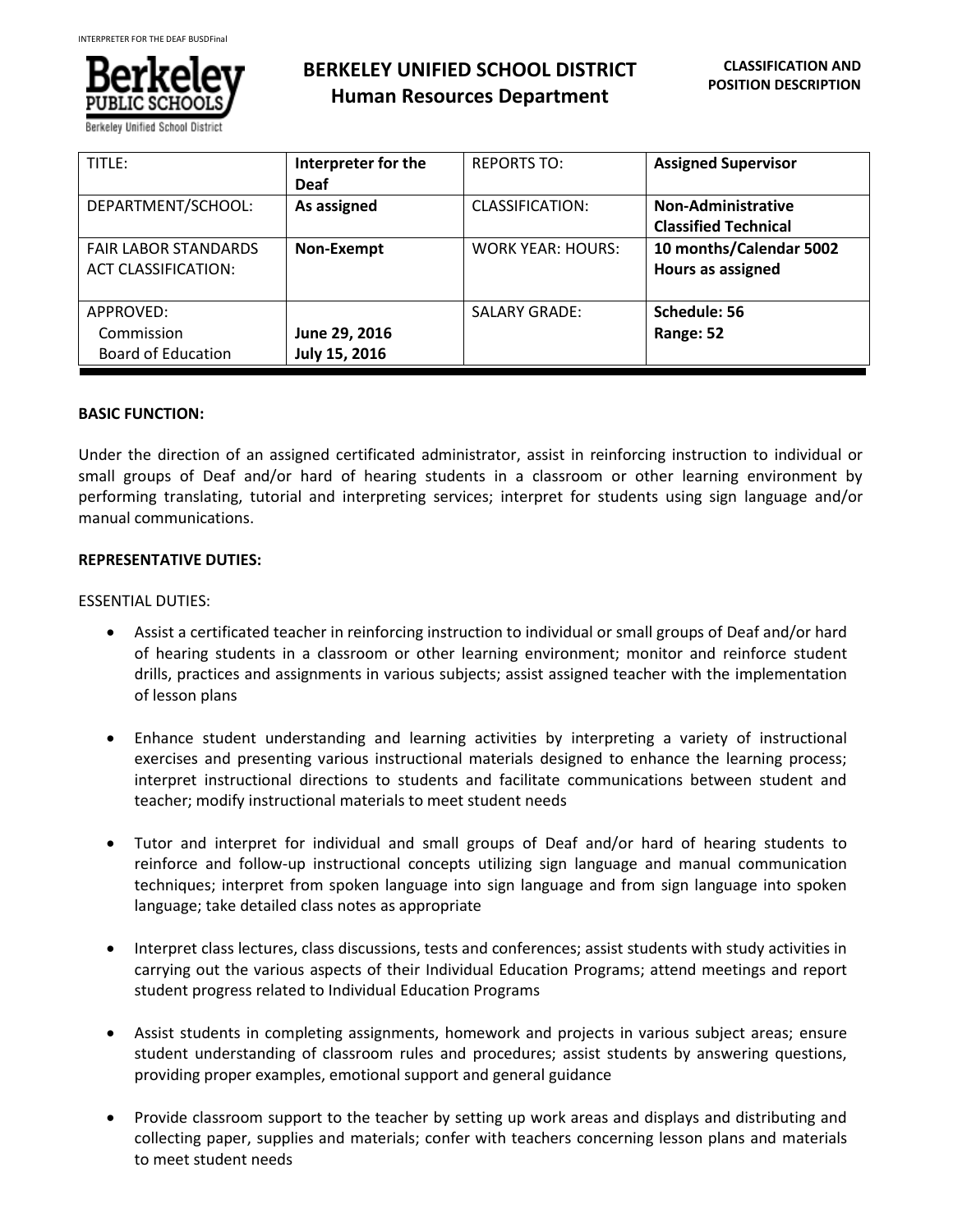# BERKELEY UNIFIED SCHOOL DISTRICT
## Human Resources Department

**CLASSIFICATION AND POSITION DESCRIPTION**

| TITLE: | **Interpreter for the Deaf** | REPORTS TO: | **Assigned Supervisor** |
|---|---|---|---|
| DEPARTMENT/SCHOOL: | **As assigned** | CLASSIFICATION: | **Non-Administrative Classified Technical** |
| FAIR LABOR STANDARDS ACT CLASSIFICATION: | **Non-Exempt** | WORK YEAR: HOURS: | **10 months/Calendar 5002 Hours as assigned** |
| APPROVED: Commission Board of Education | **June 29, 2016 July 15, 2016** | SALARY GRADE: | **Schedule: 56 Range: 52** |

**BASIC FUNCTION:**

Under the direction of an assigned certificated administrator, assist in reinforcing instruction to individual or small groups of Deaf and/or hard of hearing students in a classroom or other learning environment by performing translating, tutorial and interpreting services; interpret for students using sign language and/or manual communications.

**REPRESENTATIVE DUTIES:**

ESSENTIAL DUTIES:

- Assist a certificated teacher in reinforcing instruction to individual or small groups of Deaf and/or hard of hearing students in a classroom or other learning environment; monitor and reinforce student drills, practices and assignments in various subjects; assist assigned teacher with the implementation of lesson plans

- Enhance student understanding and learning activities by interpreting a variety of instructional exercises and presenting various instructional materials designed to enhance the learning process; interpret instructional directions to students and facilitate communications between student and teacher; modify instructional materials to meet student needs

- Tutor and interpret for individual and small groups of Deaf and/or hard of hearing students to reinforce and follow-up instructional concepts utilizing sign language and manual communication techniques; interpret from spoken language into sign language and from sign language into spoken language; take detailed class notes as appropriate

- Interpret class lectures, class discussions, tests and conferences; assist students with study activities in carrying out the various aspects of their Individual Education Programs; attend meetings and report student progress related to Individual Education Programs

- Assist students in completing assignments, homework and projects in various subject areas; ensure student understanding of classroom rules and procedures; assist students by answering questions, providing proper examples, emotional support and general guidance

- Provide classroom support to the teacher by setting up work areas and displays and distributing and collecting paper, supplies and materials; confer with teachers concerning lesson plans and materials to meet student needs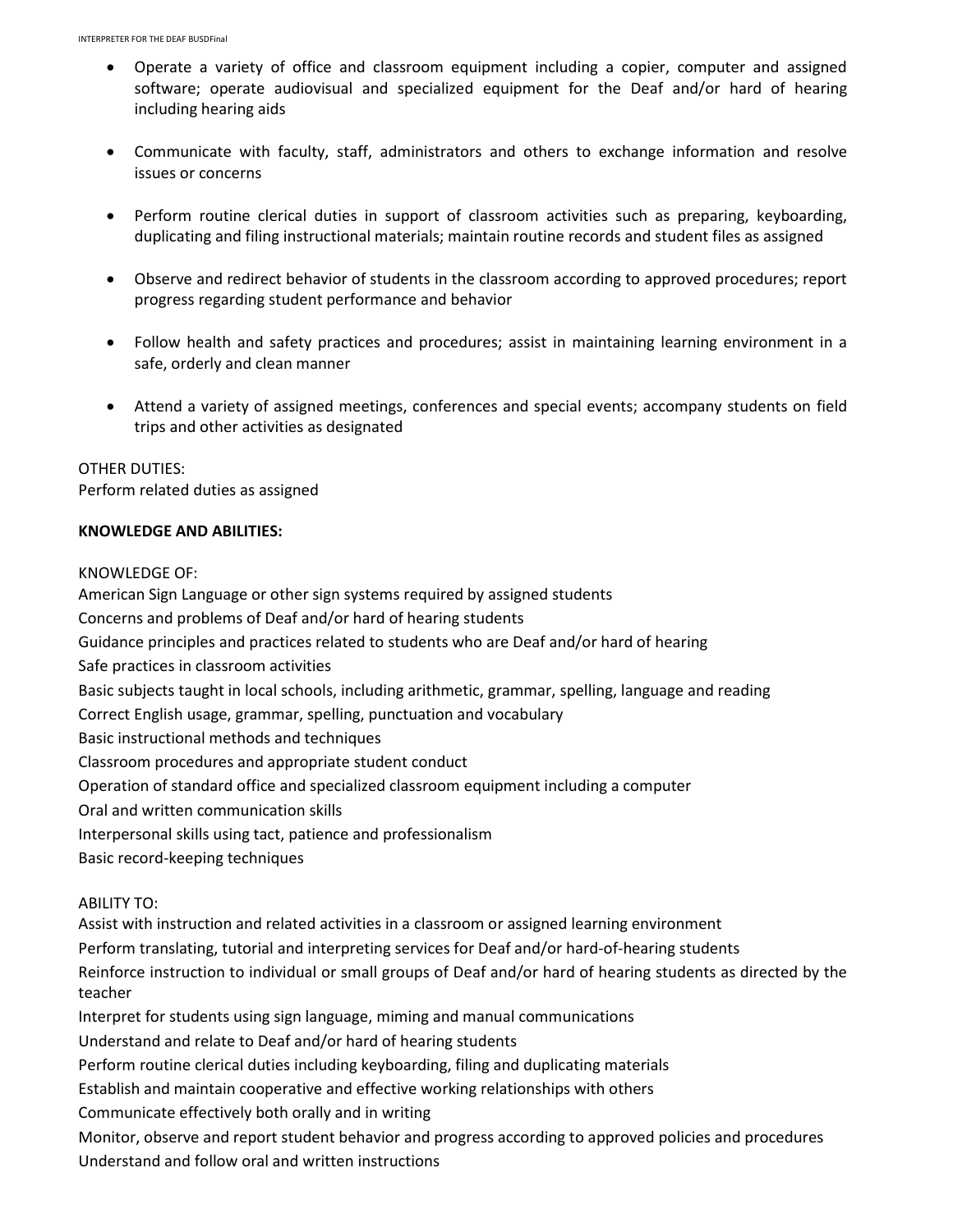- Operate a variety of office and classroom equipment including a copier, computer and assigned software; operate audiovisual and specialized equipment for the Deaf and/or hard of hearing including hearing aids

- Communicate with faculty, staff, administrators and others to exchange information and resolve issues or concerns

- Perform routine clerical duties in support of classroom activities such as preparing, keyboarding, duplicating and filing instructional materials; maintain routine records and student files as assigned

- Observe and redirect behavior of students in the classroom according to approved procedures; report progress regarding student performance and behavior

- Follow health and safety practices and procedures; assist in maintaining learning environment in a safe, orderly and clean manner

- Attend a variety of assigned meetings, conferences and special events; accompany students on field trips and other activities as designated

OTHER DUTIES:
Perform related duties as assigned

**KNOWLEDGE AND ABILITIES:**

KNOWLEDGE OF:
American Sign Language or other sign systems required by assigned students
Concerns and problems of Deaf and/or hard of hearing students
Guidance principles and practices related to students who are Deaf and/or hard of hearing
Safe practices in classroom activities
Basic subjects taught in local schools, including arithmetic, grammar, spelling, language and reading
Correct English usage, grammar, spelling, punctuation and vocabulary
Basic instructional methods and techniques
Classroom procedures and appropriate student conduct
Operation of standard office and specialized classroom equipment including a computer
Oral and written communication skills
Interpersonal skills using tact, patience and professionalism
Basic record-keeping techniques

ABILITY TO:
Assist with instruction and related activities in a classroom or assigned learning environment
Perform translating, tutorial and interpreting services for Deaf and/or hard-of-hearing students
Reinforce instruction to individual or small groups of Deaf and/or hard of hearing students as directed by the teacher
Interpret for students using sign language, miming and manual communications
Understand and relate to Deaf and/or hard of hearing students
Perform routine clerical duties including keyboarding, filing and duplicating materials
Establish and maintain cooperative and effective working relationships with others
Communicate effectively both orally and in writing
Monitor, observe and report student behavior and progress according to approved policies and procedures
Understand and follow oral and written instructions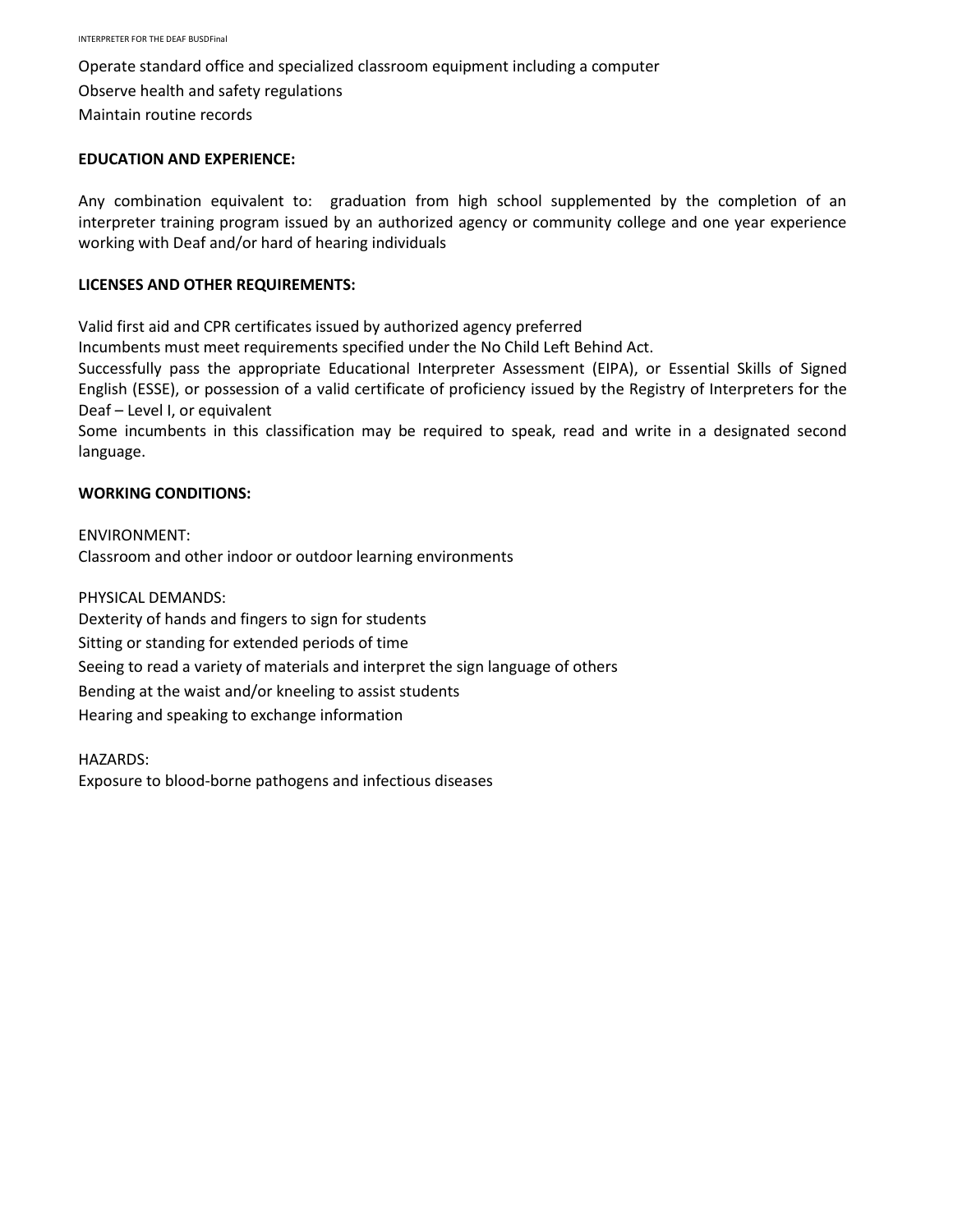Operate standard office and specialized classroom equipment including a computer

Observe health and safety regulations

Maintain routine records

**EDUCATION AND EXPERIENCE:**

Any combination equivalent to: graduation from high school supplemented by the completion of an interpreter training program issued by an authorized agency or community college and one year experience working with Deaf and/or hard of hearing individuals

**LICENSES AND OTHER REQUIREMENTS:**

Valid first aid and CPR certificates issued by authorized agency preferred

Incumbents must meet requirements specified under the No Child Left Behind Act.

Successfully pass the appropriate Educational Interpreter Assessment (EIPA), or Essential Skills of Signed English (ESSE), or possession of a valid certificate of proficiency issued by the Registry of Interpreters for the Deaf – Level I, or equivalent

Some incumbents in this classification may be required to speak, read and write in a designated second language.

**WORKING CONDITIONS:**

ENVIRONMENT:

Classroom and other indoor or outdoor learning environments

PHYSICAL DEMANDS:

Dexterity of hands and fingers to sign for students

Sitting or standing for extended periods of time

Seeing to read a variety of materials and interpret the sign language of others

Bending at the waist and/or kneeling to assist students

Hearing and speaking to exchange information

HAZARDS:

Exposure to blood-borne pathogens and infectious diseases